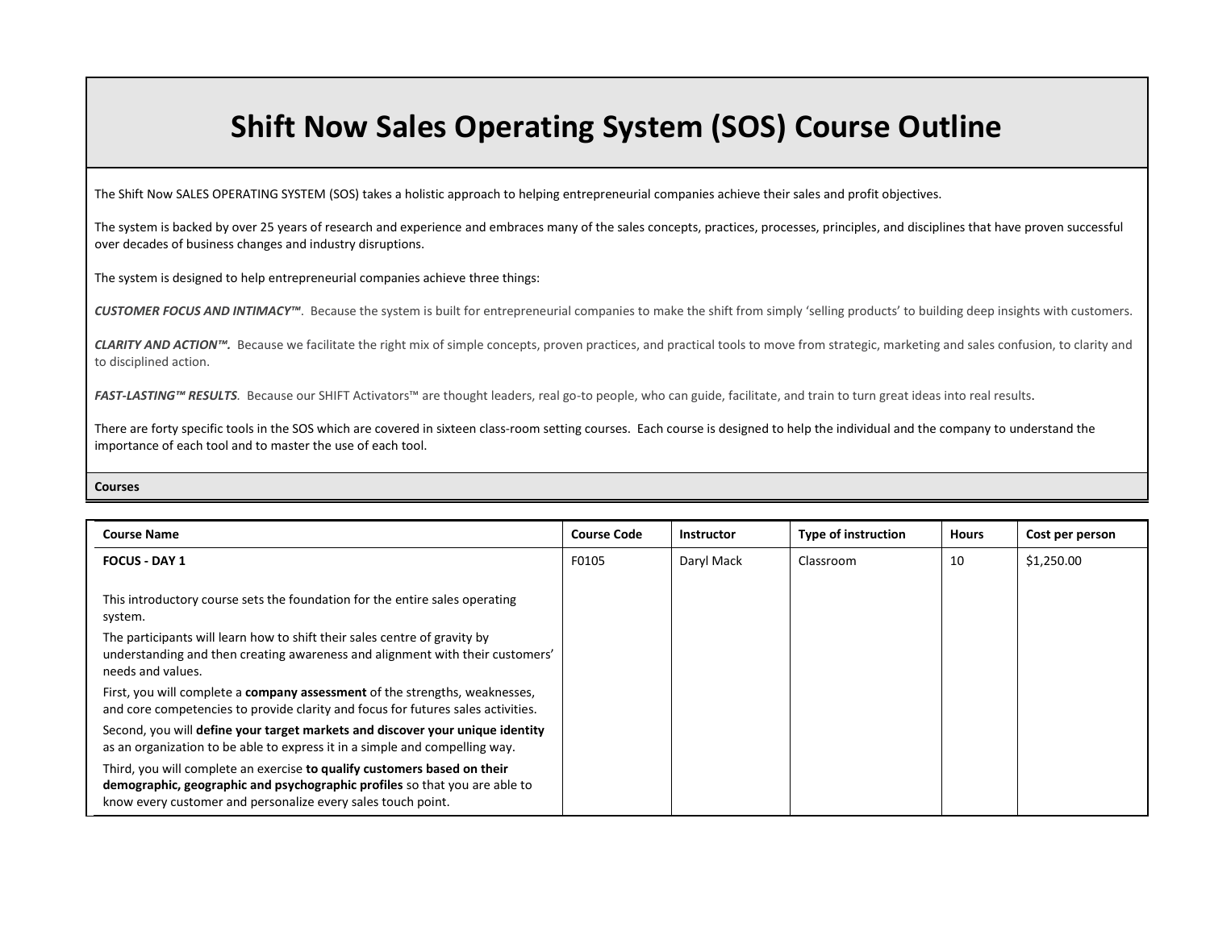# Shift Now Sales Operating System (SOS) Course Outline

The Shift Now SALES OPERATING SYSTEM (SOS) takes a holistic approach to helping entrepreneurial companies achieve their sales and profit objectives.

The system is backed by over 25 years of research and experience and embraces many of the sales concepts, practices, processes, principles, and disciplines that have proven successful over decades of business changes and industry disruptions.

The system is designed to help entrepreneurial companies achieve three things:

***CUSTOMER FOCUS AND INTIMACY™***. Because the system is built for entrepreneurial companies to make the shift from simply 'selling products' to building deep insights with customers.

***CLARITY AND ACTION™.*** Because we facilitate the right mix of simple concepts, proven practices, and practical tools to move from strategic, marketing and sales confusion, to clarity and to disciplined action.

***FAST-LASTING™ RESULTS***. Because our SHIFT Activators™ are thought leaders, real go-to people, who can guide, facilitate, and train to turn great ideas into real results.

There are forty specific tools in the SOS which are covered in sixteen class-room setting courses. Each course is designed to help the individual and the company to understand the importance of each tool and to master the use of each tool.

**Courses**

| Course Name | Course Code | Instructor | Type of instruction | Hours | Cost per person |
|---|---|---|---|---|---|
| **FOCUS - DAY 1**<br><br>This introductory course sets the foundation for the entire sales operating system.<br>The participants will learn how to shift their sales centre of gravity by understanding and then creating awareness and alignment with their customers' needs and values.<br>First, you will complete a **company assessment** of the strengths, weaknesses, and core competencies to provide clarity and focus for futures sales activities.<br>Second, you will **define your target markets and discover your unique identity** as an organization to be able to express it in a simple and compelling way.<br>Third, you will complete an exercise **to qualify customers based on their demographic, geographic and psychographic profiles** so that you are able to know every customer and personalize every sales touch point. | F0105 | Daryl Mack | Classroom | 10 | $1,250.00 |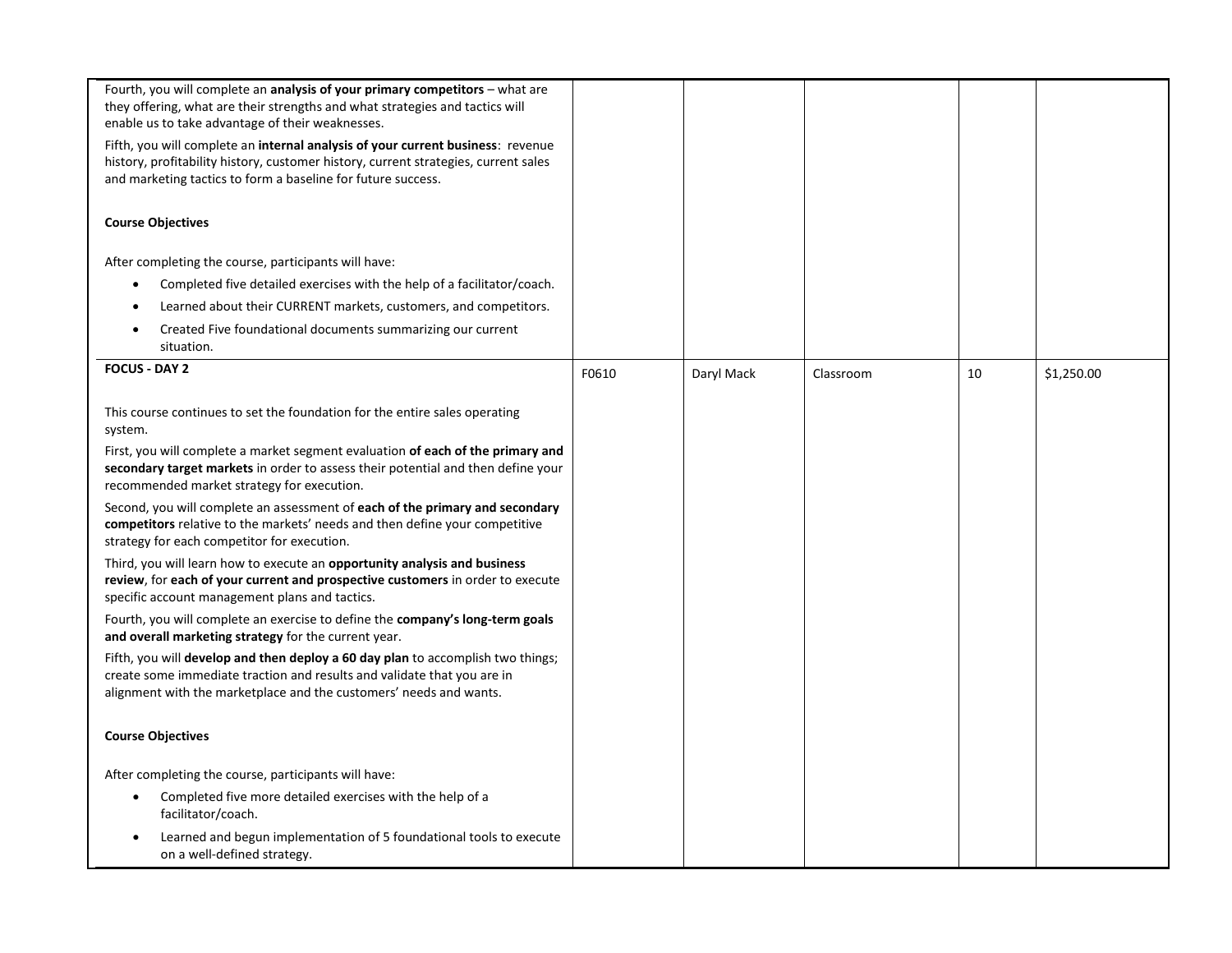| | | | | | |
|---|---|---|---|---|---|
| Fourth, you will complete an **analysis of your primary competitors** – what are they offering, what are their strengths and what strategies and tactics will enable us to take advantage of their weaknesses.<br><br>Fifth, you will complete an **internal analysis of your current business**: revenue history, profitability history, customer history, current strategies, current sales and marketing tactics to form a baseline for future success.<br><br>**Course Objectives**<br><br>After completing the course, participants will have:<br>• Completed five detailed exercises with the help of a facilitator/coach.<br>• Learned about their CURRENT markets, customers, and competitors.<br>• Created Five foundational documents summarizing our current situation. | | | | | |
| **FOCUS - DAY 2**<br><br>This course continues to set the foundation for the entire sales operating system.<br><br>First, you will complete a market segment evaluation **of each of the primary and secondary target markets** in order to assess their potential and then define your recommended market strategy for execution.<br><br>Second, you will complete an assessment of **each of the primary and secondary competitors** relative to the markets' needs and then define your competitive strategy for each competitor for execution.<br><br>Third, you will learn how to execute an **opportunity analysis and business review**, for **each of your current and prospective customers** in order to execute specific account management plans and tactics.<br><br>Fourth, you will complete an exercise to define the **company's long-term goals and overall marketing strategy** for the current year.<br><br>Fifth, you will **develop and then deploy a 60 day plan** to accomplish two things; create some immediate traction and results and validate that you are in alignment with the marketplace and the customers' needs and wants.<br><br>**Course Objectives**<br><br>After completing the course, participants will have:<br>• Completed five more detailed exercises with the help of a facilitator/coach.<br>• Learned and begun implementation of 5 foundational tools to execute on a well-defined strategy. | F0610 | Daryl Mack | Classroom | 10 | $1,250.00 |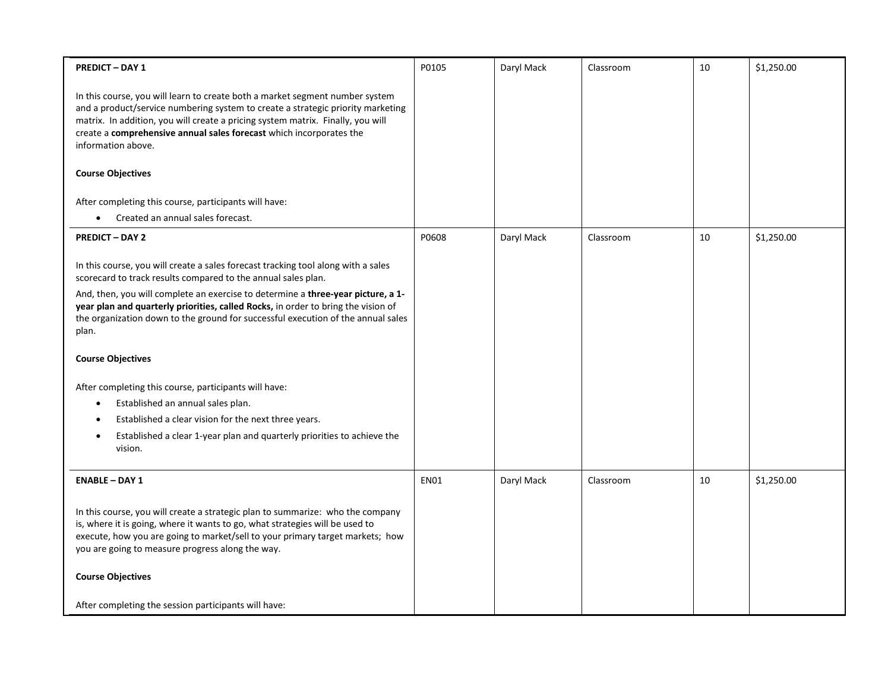| | | | | | |
|---|---|---|---|---|---|
| **PREDICT – DAY 1**<br><br>In this course, you will learn to create both a market segment number system and a product/service numbering system to create a strategic priority marketing matrix. In addition, you will create a pricing system matrix. Finally, you will create a **comprehensive annual sales forecast** which incorporates the information above.<br><br>**Course Objectives**<br><br>After completing this course, participants will have:<br>• Created an annual sales forecast. | P0105 | Daryl Mack | Classroom | 10 | $1,250.00 |
| **PREDICT – DAY 2**<br><br>In this course, you will create a sales forecast tracking tool along with a sales scorecard to track results compared to the annual sales plan.<br>And, then, you will complete an exercise to determine a **three-year picture, a 1-year plan and quarterly priorities, called Rocks,** in order to bring the vision of the organization down to the ground for successful execution of the annual sales plan.<br><br>**Course Objectives**<br><br>After completing this course, participants will have:<br>• Established an annual sales plan.<br>• Established a clear vision for the next three years.<br>• Established a clear 1-year plan and quarterly priorities to achieve the vision. | P0608 | Daryl Mack | Classroom | 10 | $1,250.00 |
| **ENABLE – DAY 1**<br><br>In this course, you will create a strategic plan to summarize: who the company is, where it is going, where it wants to go, what strategies will be used to execute, how you are going to market/sell to your primary target markets; how you are going to measure progress along the way.<br><br>**Course Objectives**<br><br>After completing the session participants will have: | EN01 | Daryl Mack | Classroom | 10 | $1,250.00 |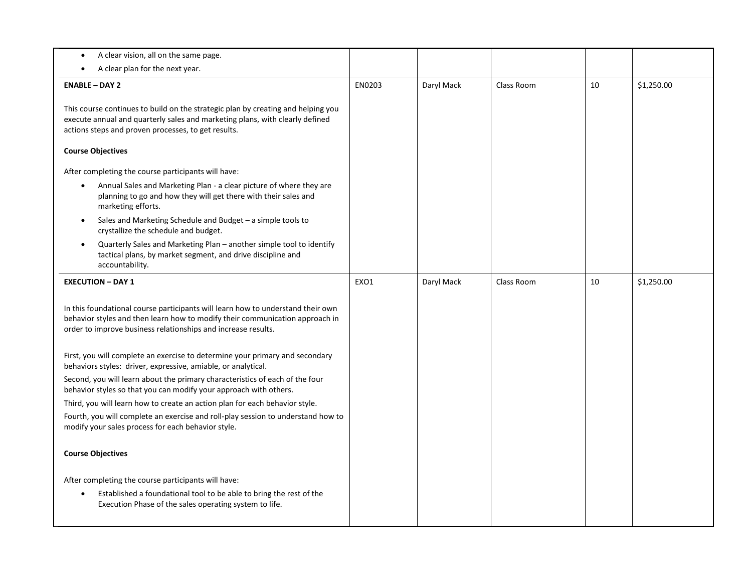| | | | | | |
|---|---|---|---|---|---|
| • A clear vision, all on the same page.<br>• A clear plan for the next year. | | | | | |
| **ENABLE – DAY 2**<br><br>This course continues to build on the strategic plan by creating and helping you execute annual and quarterly sales and marketing plans, with clearly defined actions steps and proven processes, to get results.<br><br>**Course Objectives**<br><br>After completing the course participants will have:<br>• Annual Sales and Marketing Plan - a clear picture of where they are planning to go and how they will get there with their sales and marketing efforts.<br>• Sales and Marketing Schedule and Budget – a simple tools to crystallize the schedule and budget.<br>• Quarterly Sales and Marketing Plan – another simple tool to identify tactical plans, by market segment, and drive discipline and accountability. | EN0203 | Daryl Mack | Class Room | 10 | $1,250.00 |
| **EXECUTION – DAY 1**<br><br>In this foundational course participants will learn how to understand their own behavior styles and then learn how to modify their communication approach in order to improve business relationships and increase results.<br><br>First, you will complete an exercise to determine your primary and secondary behaviors styles: driver, expressive, amiable, or analytical.<br>Second, you will learn about the primary characteristics of each of the four behavior styles so that you can modify your approach with others.<br>Third, you will learn how to create an action plan for each behavior style.<br>Fourth, you will complete an exercise and roll-play session to understand how to modify your sales process for each behavior style.<br><br>**Course Objectives**<br><br>After completing the course participants will have:<br>• Established a foundational tool to be able to bring the rest of the Execution Phase of the sales operating system to life. | EXO1 | Daryl Mack | Class Room | 10 | $1,250.00 |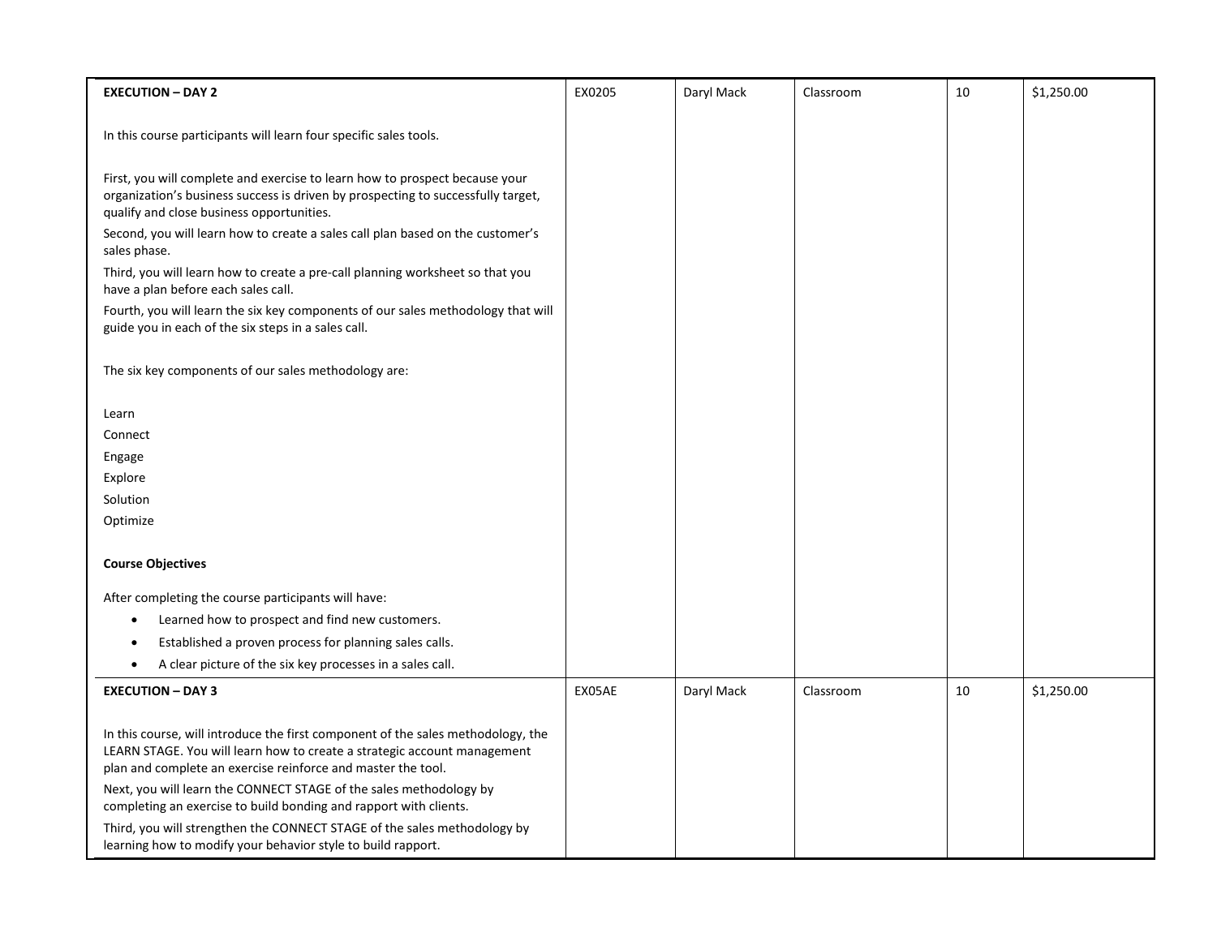| | | | | | |
|---|---|---|---|---|---|
| **EXECUTION – DAY 2**<br><br>In this course participants will learn four specific sales tools.<br><br>First, you will complete and exercise to learn how to prospect because your organization's business success is driven by prospecting to successfully target, qualify and close business opportunities.<br>Second, you will learn how to create a sales call plan based on the customer's sales phase.<br>Third, you will learn how to create a pre-call planning worksheet so that you have a plan before each sales call.<br>Fourth, you will learn the six key components of our sales methodology that will guide you in each of the six steps in a sales call.<br><br>The six key components of our sales methodology are:<br><br>Learn<br>Connect<br>Engage<br>Explore<br>Solution<br>Optimize<br><br>**Course Objectives**<br><br>After completing the course participants will have:<br>• Learned how to prospect and find new customers.<br>• Established a proven process for planning sales calls.<br>• A clear picture of the six key processes in a sales call. | EX0205 | Daryl Mack | Classroom | 10 | $1,250.00 |
| **EXECUTION – DAY 3**<br><br>In this course, will introduce the first component of the sales methodology, the LEARN STAGE. You will learn how to create a strategic account management plan and complete an exercise reinforce and master the tool.<br>Next, you will learn the CONNECT STAGE of the sales methodology by completing an exercise to build bonding and rapport with clients.<br>Third, you will strengthen the CONNECT STAGE of the sales methodology by learning how to modify your behavior style to build rapport. | EX05AE | Daryl Mack | Classroom | 10 | $1,250.00 |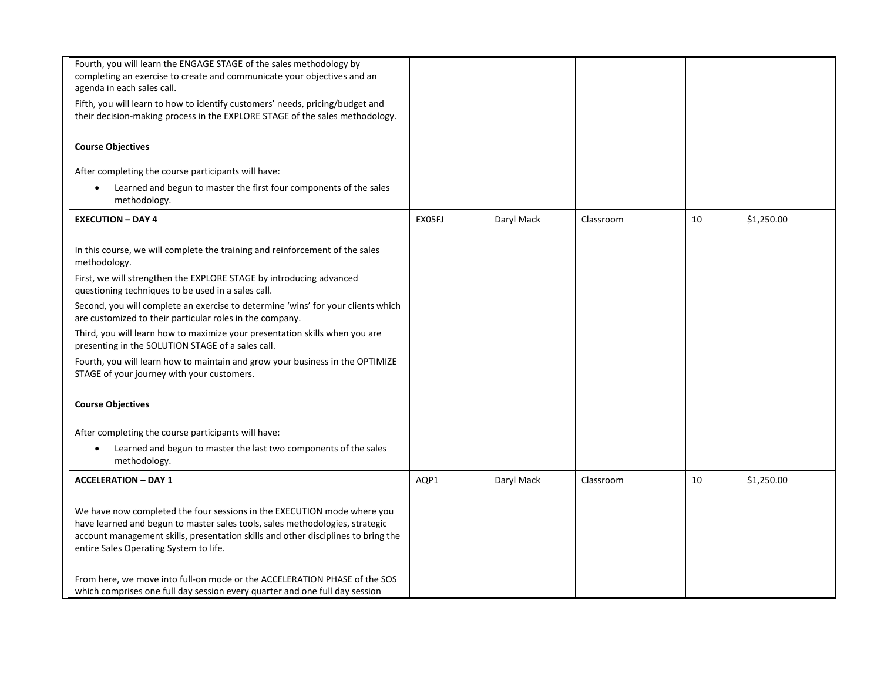| | | | | | |
|---|---|---|---|---|---|
| Fourth, you will learn the ENGAGE STAGE of the sales methodology by completing an exercise to create and communicate your objectives and an agenda in each sales call.<br><br>Fifth, you will learn to how to identify customers' needs, pricing/budget and their decision-making process in the EXPLORE STAGE of the sales methodology.<br><br>**Course Objectives**<br><br>After completing the course participants will have:<br><br>• Learned and begun to master the first four components of the sales methodology. | | | | | |
| **EXECUTION – DAY 4**<br><br>In this course, we will complete the training and reinforcement of the sales methodology.<br><br>First, we will strengthen the EXPLORE STAGE by introducing advanced questioning techniques to be used in a sales call.<br><br>Second, you will complete an exercise to determine 'wins' for your clients which are customized to their particular roles in the company.<br><br>Third, you will learn how to maximize your presentation skills when you are presenting in the SOLUTION STAGE of a sales call.<br><br>Fourth, you will learn how to maintain and grow your business in the OPTIMIZE STAGE of your journey with your customers.<br><br>**Course Objectives**<br><br>After completing the course participants will have:<br><br>• Learned and begun to master the last two components of the sales methodology. | EX05FJ | Daryl Mack | Classroom | 10 | $1,250.00 |
| **ACCELERATION – DAY 1**<br><br>We have now completed the four sessions in the EXECUTION mode where you have learned and begun to master sales tools, sales methodologies, strategic account management skills, presentation skills and other disciplines to bring the entire Sales Operating System to life.<br><br>From here, we move into full-on mode or the ACCELERATION PHASE of the SOS which comprises one full day session every quarter and one full day session | AQP1 | Daryl Mack | Classroom | 10 | $1,250.00 |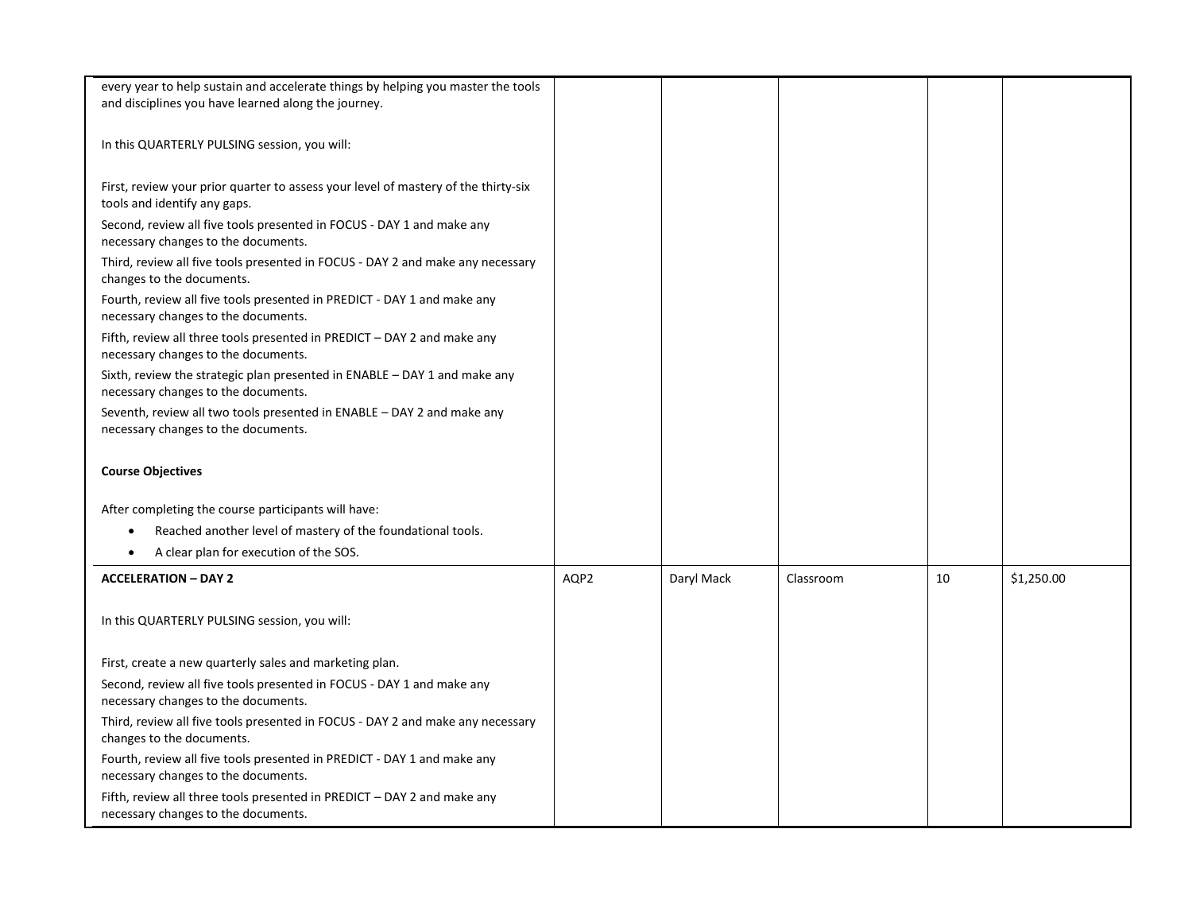| | | | | | |
|---|---|---|---|---|---|
| every year to help sustain and accelerate things by helping you master the tools and disciplines you have learned along the journey.<br><br>In this QUARTERLY PULSING session, you will:<br><br>First, review your prior quarter to assess your level of mastery of the thirty-six tools and identify any gaps.<br>Second, review all five tools presented in FOCUS - DAY 1 and make any necessary changes to the documents.<br>Third, review all five tools presented in FOCUS - DAY 2 and make any necessary changes to the documents.<br>Fourth, review all five tools presented in PREDICT - DAY 1 and make any necessary changes to the documents.<br>Fifth, review all three tools presented in PREDICT – DAY 2 and make any necessary changes to the documents.<br>Sixth, review the strategic plan presented in ENABLE – DAY 1 and make any necessary changes to the documents.<br>Seventh, review all two tools presented in ENABLE – DAY 2 and make any necessary changes to the documents.<br><br>**Course Objectives**<br><br>After completing the course participants will have:<br>• Reached another level of mastery of the foundational tools.<br>• A clear plan for execution of the SOS. | | | | | |
| **ACCELERATION – DAY 2**<br><br>In this QUARTERLY PULSING session, you will:<br><br>First, create a new quarterly sales and marketing plan.<br>Second, review all five tools presented in FOCUS - DAY 1 and make any necessary changes to the documents.<br>Third, review all five tools presented in FOCUS - DAY 2 and make any necessary changes to the documents.<br>Fourth, review all five tools presented in PREDICT - DAY 1 and make any necessary changes to the documents.<br>Fifth, review all three tools presented in PREDICT – DAY 2 and make any necessary changes to the documents. | AQP2 | Daryl Mack | Classroom | 10 | $1,250.00 |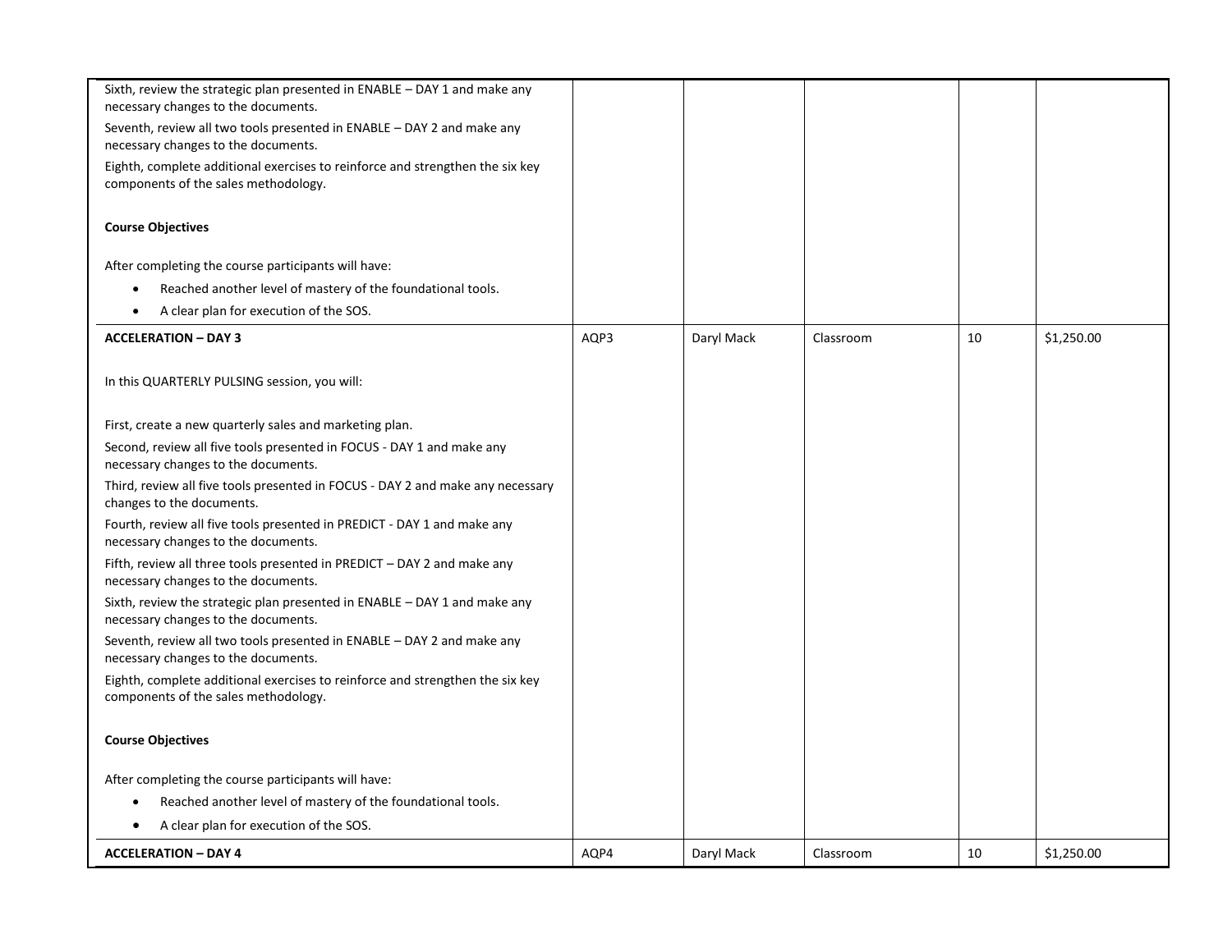| | | | | | |
|---|---|---|---|---|---|
| Sixth, review the strategic plan presented in ENABLE – DAY 1 and make any necessary changes to the documents.<br>Seventh, review all two tools presented in ENABLE – DAY 2 and make any necessary changes to the documents.<br>Eighth, complete additional exercises to reinforce and strengthen the six key components of the sales methodology.<br><br>**Course Objectives**<br><br>After completing the course participants will have:<br>• Reached another level of mastery of the foundational tools.<br>• A clear plan for execution of the SOS. | | | | | |
| **ACCELERATION – DAY 3**<br><br>In this QUARTERLY PULSING session, you will:<br><br>First, create a new quarterly sales and marketing plan.<br>Second, review all five tools presented in FOCUS - DAY 1 and make any necessary changes to the documents.<br>Third, review all five tools presented in FOCUS - DAY 2 and make any necessary changes to the documents.<br>Fourth, review all five tools presented in PREDICT - DAY 1 and make any necessary changes to the documents.<br>Fifth, review all three tools presented in PREDICT – DAY 2 and make any necessary changes to the documents.<br>Sixth, review the strategic plan presented in ENABLE – DAY 1 and make any necessary changes to the documents.<br>Seventh, review all two tools presented in ENABLE – DAY 2 and make any necessary changes to the documents.<br>Eighth, complete additional exercises to reinforce and strengthen the six key components of the sales methodology.<br><br>**Course Objectives**<br><br>After completing the course participants will have:<br>• Reached another level of mastery of the foundational tools.<br>• A clear plan for execution of the SOS. | AQP3 | Daryl Mack | Classroom | 10 | $1,250.00 |
| **ACCELERATION – DAY 4** | AQP4 | Daryl Mack | Classroom | 10 | $1,250.00 |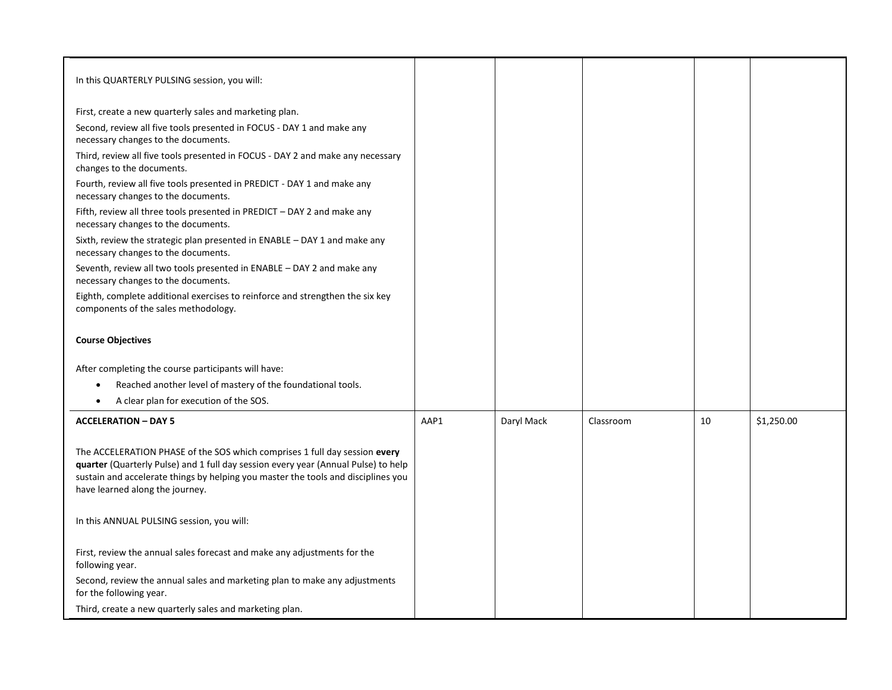| | | | | | |
|---|---|---|---|---|---|
| In this QUARTERLY PULSING session, you will:<br><br>First, create a new quarterly sales and marketing plan.<br>Second, review all five tools presented in FOCUS - DAY 1 and make any necessary changes to the documents.<br>Third, review all five tools presented in FOCUS - DAY 2 and make any necessary changes to the documents.<br>Fourth, review all five tools presented in PREDICT - DAY 1 and make any necessary changes to the documents.<br>Fifth, review all three tools presented in PREDICT – DAY 2 and make any necessary changes to the documents.<br>Sixth, review the strategic plan presented in ENABLE – DAY 1 and make any necessary changes to the documents.<br>Seventh, review all two tools presented in ENABLE – DAY 2 and make any necessary changes to the documents.<br>Eighth, complete additional exercises to reinforce and strengthen the six key components of the sales methodology.<br><br>**Course Objectives**<br><br>After completing the course participants will have:<br>• Reached another level of mastery of the foundational tools.<br>• A clear plan for execution of the SOS. | | | | | |
| **ACCELERATION – DAY 5**<br><br>The ACCELERATION PHASE of the SOS which comprises 1 full day session **every quarter** (Quarterly Pulse) and 1 full day session every year (Annual Pulse) to help sustain and accelerate things by helping you master the tools and disciplines you have learned along the journey.<br><br>In this ANNUAL PULSING session, you will:<br><br>First, review the annual sales forecast and make any adjustments for the following year.<br>Second, review the annual sales and marketing plan to make any adjustments for the following year.<br>Third, create a new quarterly sales and marketing plan. | AAP1 | Daryl Mack | Classroom | 10 | $1,250.00 |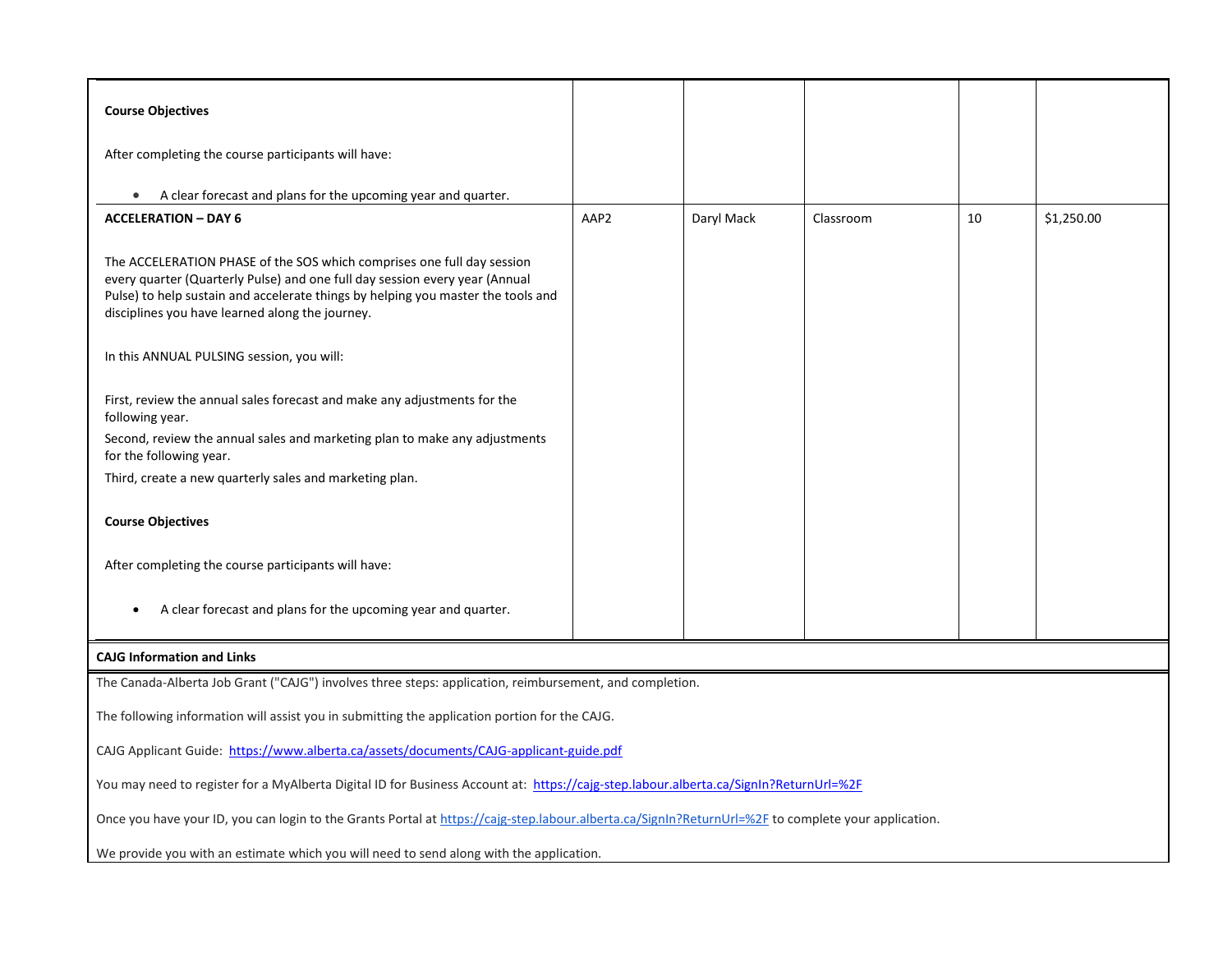| | | | | | |
|---|---|---|---|---|---|
| **Course Objectives**<br><br>After completing the course participants will have:<br><br>• A clear forecast and plans for the upcoming year and quarter. | | | | | |
| **ACCELERATION – DAY 6**<br><br>The ACCELERATION PHASE of the SOS which comprises one full day session every quarter (Quarterly Pulse) and one full day session every year (Annual Pulse) to help sustain and accelerate things by helping you master the tools and disciplines you have learned along the journey.<br><br>In this ANNUAL PULSING session, you will:<br><br>First, review the annual sales forecast and make any adjustments for the following year.<br>Second, review the annual sales and marketing plan to make any adjustments for the following year.<br>Third, create a new quarterly sales and marketing plan.<br><br>**Course Objectives**<br><br>After completing the course participants will have:<br><br>• A clear forecast and plans for the upcoming year and quarter. | AAP2 | Daryl Mack | Classroom | 10 | $1,250.00 |

**CAJG Information and Links**

The Canada-Alberta Job Grant ("CAJG") involves three steps: application, reimbursement, and completion.

The following information will assist you in submitting the application portion for the CAJG.

CAJG Applicant Guide: https://www.alberta.ca/assets/documents/CAJG-applicant-guide.pdf

You may need to register for a MyAlberta Digital ID for Business Account at: https://cajg-step.labour.alberta.ca/SignIn?ReturnUrl=%2F

Once you have your ID, you can login to the Grants Portal at https://cajg-step.labour.alberta.ca/SignIn?ReturnUrl=%2F to complete your application.

We provide you with an estimate which you will need to send along with the application.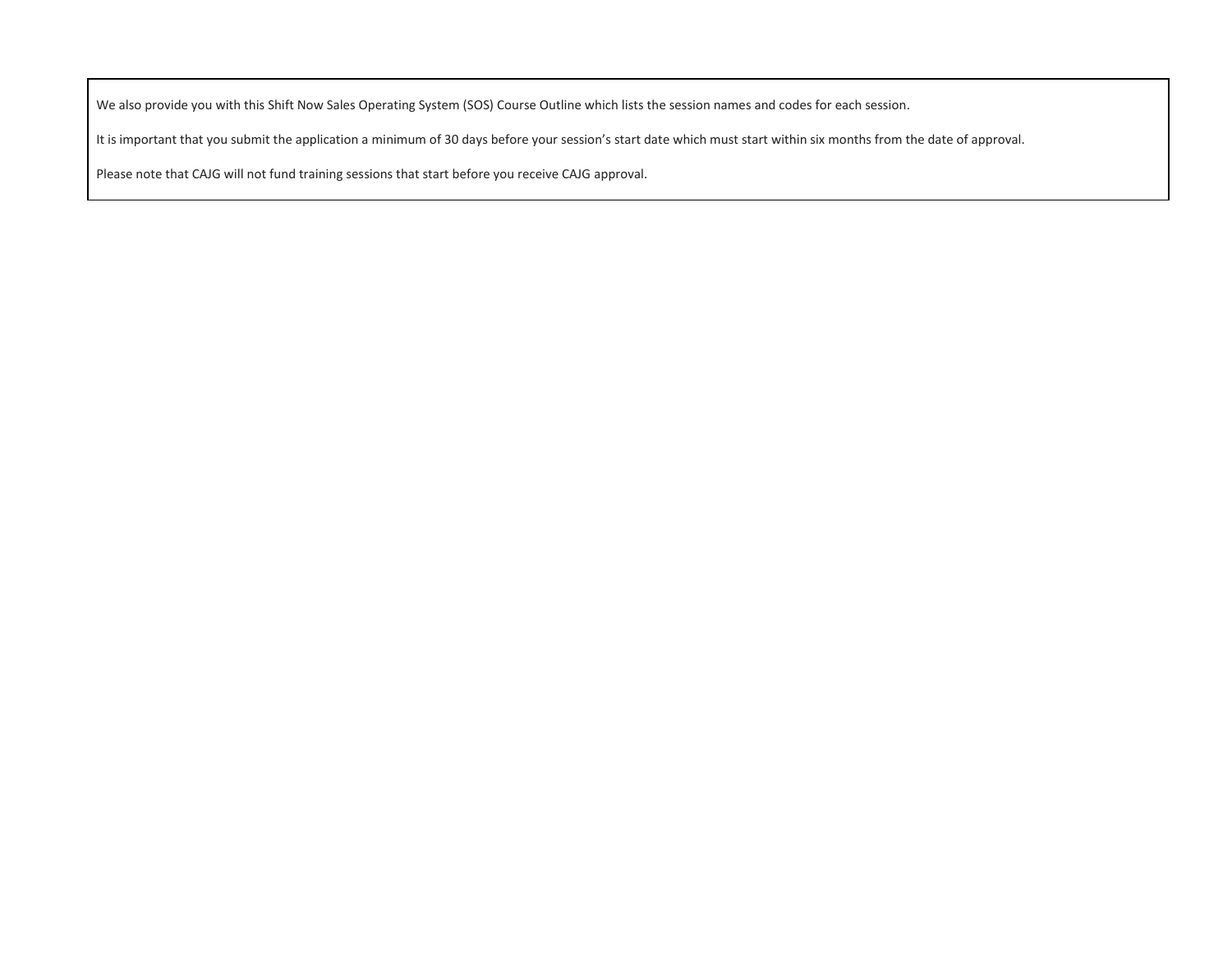We also provide you with this Shift Now Sales Operating System (SOS) Course Outline which lists the session names and codes for each session.

It is important that you submit the application a minimum of 30 days before your session's start date which must start within six months from the date of approval.

Please note that CAJG will not fund training sessions that start before you receive CAJG approval.